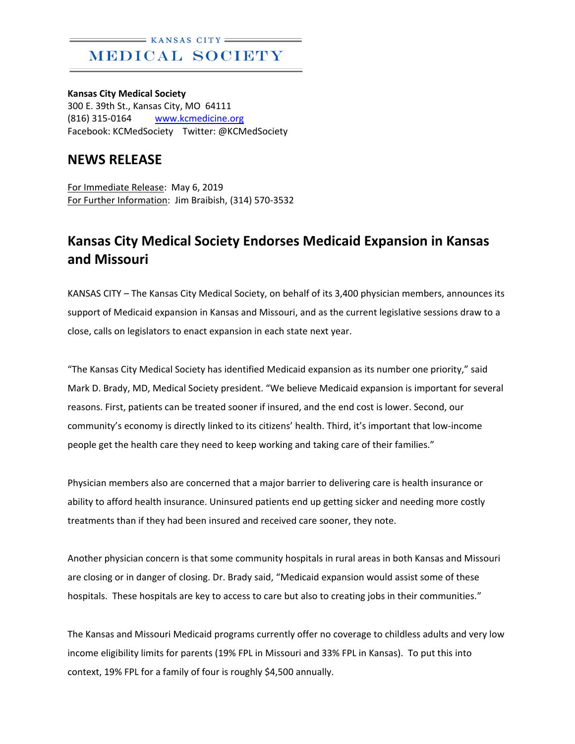KANSAS CITY
MEDICAL SOCIETY

**Kansas City Medical Society**
300 E. 39th St., Kansas City, MO 64111
(816) 315-0164 www.kcmedicine.org
Facebook: KCMedSociety Twitter: @KCMedSociety

## NEWS RELEASE

For Immediate Release: May 6, 2019
For Further Information: Jim Braibish, (314) 570-3532

# Kansas City Medical Society Endorses Medicaid Expansion in Kansas and Missouri

KANSAS CITY – The Kansas City Medical Society, on behalf of its 3,400 physician members, announces its support of Medicaid expansion in Kansas and Missouri, and as the current legislative sessions draw to a close, calls on legislators to enact expansion in each state next year.

"The Kansas City Medical Society has identified Medicaid expansion as its number one priority," said Mark D. Brady, MD, Medical Society president. "We believe Medicaid expansion is important for several reasons. First, patients can be treated sooner if insured, and the end cost is lower. Second, our community's economy is directly linked to its citizens' health. Third, it's important that low-income people get the health care they need to keep working and taking care of their families."

Physician members also are concerned that a major barrier to delivering care is health insurance or ability to afford health insurance. Uninsured patients end up getting sicker and needing more costly treatments than if they had been insured and received care sooner, they note.

Another physician concern is that some community hospitals in rural areas in both Kansas and Missouri are closing or in danger of closing. Dr. Brady said, "Medicaid expansion would assist some of these hospitals. These hospitals are key to access to care but also to creating jobs in their communities."

The Kansas and Missouri Medicaid programs currently offer no coverage to childless adults and very low income eligibility limits for parents (19% FPL in Missouri and 33% FPL in Kansas). To put this into context, 19% FPL for a family of four is roughly $4,500 annually.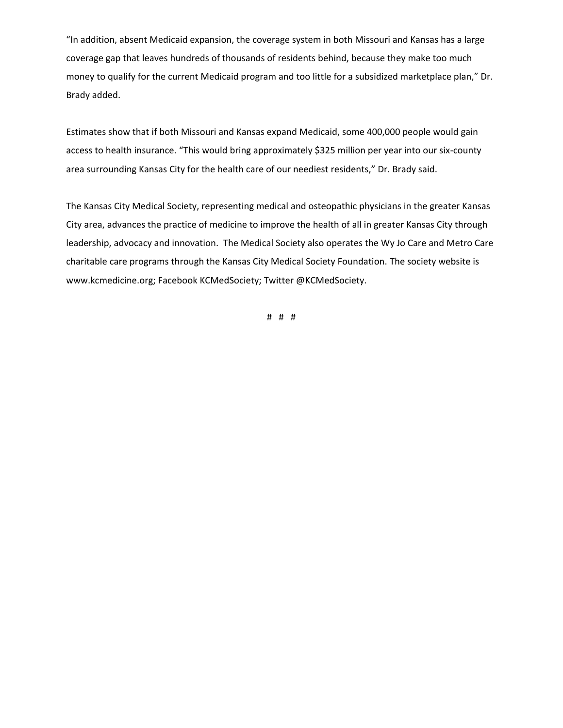"In addition, absent Medicaid expansion, the coverage system in both Missouri and Kansas has a large coverage gap that leaves hundreds of thousands of residents behind, because they make too much money to qualify for the current Medicaid program and too little for a subsidized marketplace plan," Dr. Brady added.

Estimates show that if both Missouri and Kansas expand Medicaid, some 400,000 people would gain access to health insurance. "This would bring approximately $325 million per year into our six-county area surrounding Kansas City for the health care of our neediest residents," Dr. Brady said.

The Kansas City Medical Society, representing medical and osteopathic physicians in the greater Kansas City area, advances the practice of medicine to improve the health of all in greater Kansas City through leadership, advocacy and innovation. The Medical Society also operates the Wy Jo Care and Metro Care charitable care programs through the Kansas City Medical Society Foundation. The society website is www.kcmedicine.org; Facebook KCMedSociety; Twitter @KCMedSociety.

# # #